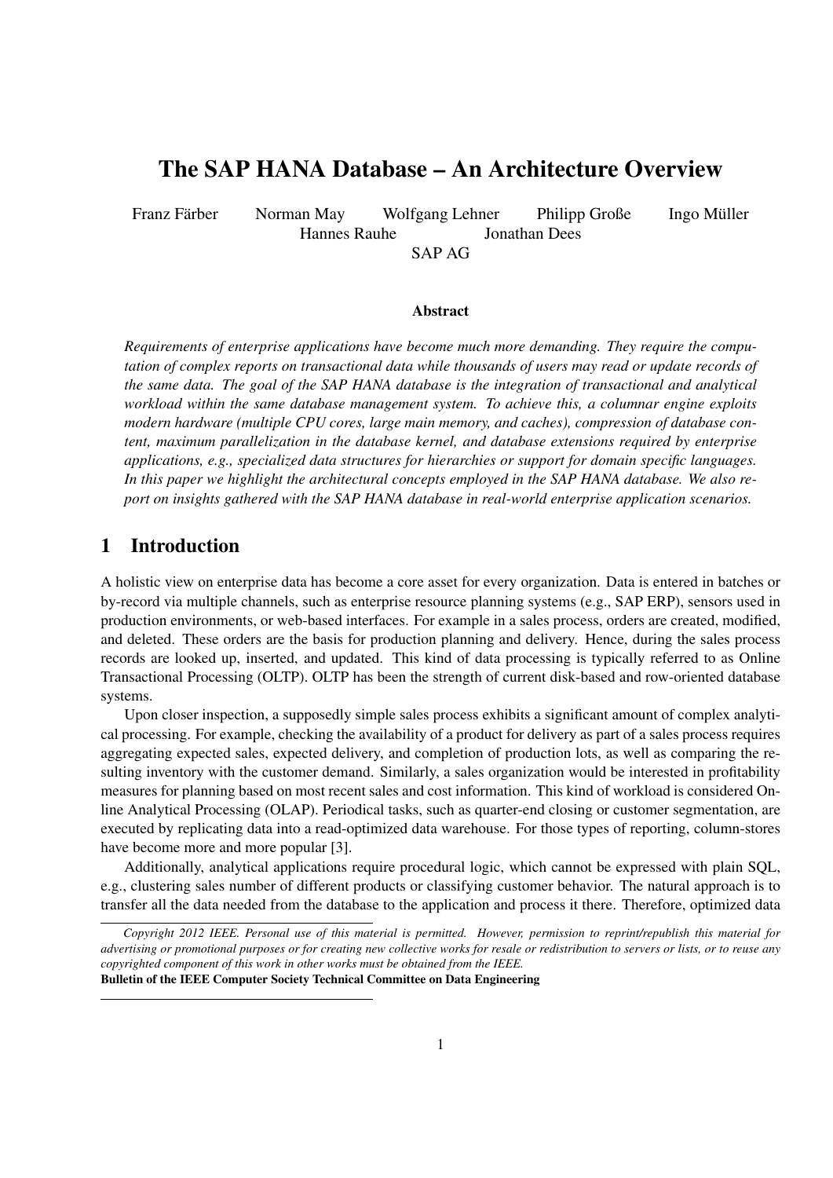# The SAP HANA Database – An Architecture Overview

Franz Färber  Norman May  Wolfgang Lehner  Philipp Große  Ingo Müller
Hannes Rauhe  Jonathan Dees
SAP AG

### Abstract

*Requirements of enterprise applications have become much more demanding. They require the computation of complex reports on transactional data while thousands of users may read or update records of the same data. The goal of the SAP HANA database is the integration of transactional and analytical workload within the same database management system. To achieve this, a columnar engine exploits modern hardware (multiple CPU cores, large main memory, and caches), compression of database content, maximum parallelization in the database kernel, and database extensions required by enterprise applications, e.g., specialized data structures for hierarchies or support for domain specific languages. In this paper we highlight the architectural concepts employed in the SAP HANA database. We also report on insights gathered with the SAP HANA database in real-world enterprise application scenarios.*

## 1 Introduction

A holistic view on enterprise data has become a core asset for every organization. Data is entered in batches or by-record via multiple channels, such as enterprise resource planning systems (e.g., SAP ERP), sensors used in production environments, or web-based interfaces. For example in a sales process, orders are created, modified, and deleted. These orders are the basis for production planning and delivery. Hence, during the sales process records are looked up, inserted, and updated. This kind of data processing is typically referred to as Online Transactional Processing (OLTP). OLTP has been the strength of current disk-based and row-oriented database systems.

Upon closer inspection, a supposedly simple sales process exhibits a significant amount of complex analytical processing. For example, checking the availability of a product for delivery as part of a sales process requires aggregating expected sales, expected delivery, and completion of production lots, as well as comparing the resulting inventory with the customer demand. Similarly, a sales organization would be interested in profitability measures for planning based on most recent sales and cost information. This kind of workload is considered Online Analytical Processing (OLAP). Periodical tasks, such as quarter-end closing or customer segmentation, are executed by replicating data into a read-optimized data warehouse. For those types of reporting, column-stores have become more and more popular [3].

Additionally, analytical applications require procedural logic, which cannot be expressed with plain SQL, e.g., clustering sales number of different products or classifying customer behavior. The natural approach is to transfer all the data needed from the database to the application and process it there. Therefore, optimized data

*Copyright 2012 IEEE. Personal use of this material is permitted. However, permission to reprint/republish this material for advertising or promotional purposes or for creating new collective works for resale or redistribution to servers or lists, or to reuse any copyrighted component of this work in other works must be obtained from the IEEE.*
**Bulletin of the IEEE Computer Society Technical Committee on Data Engineering**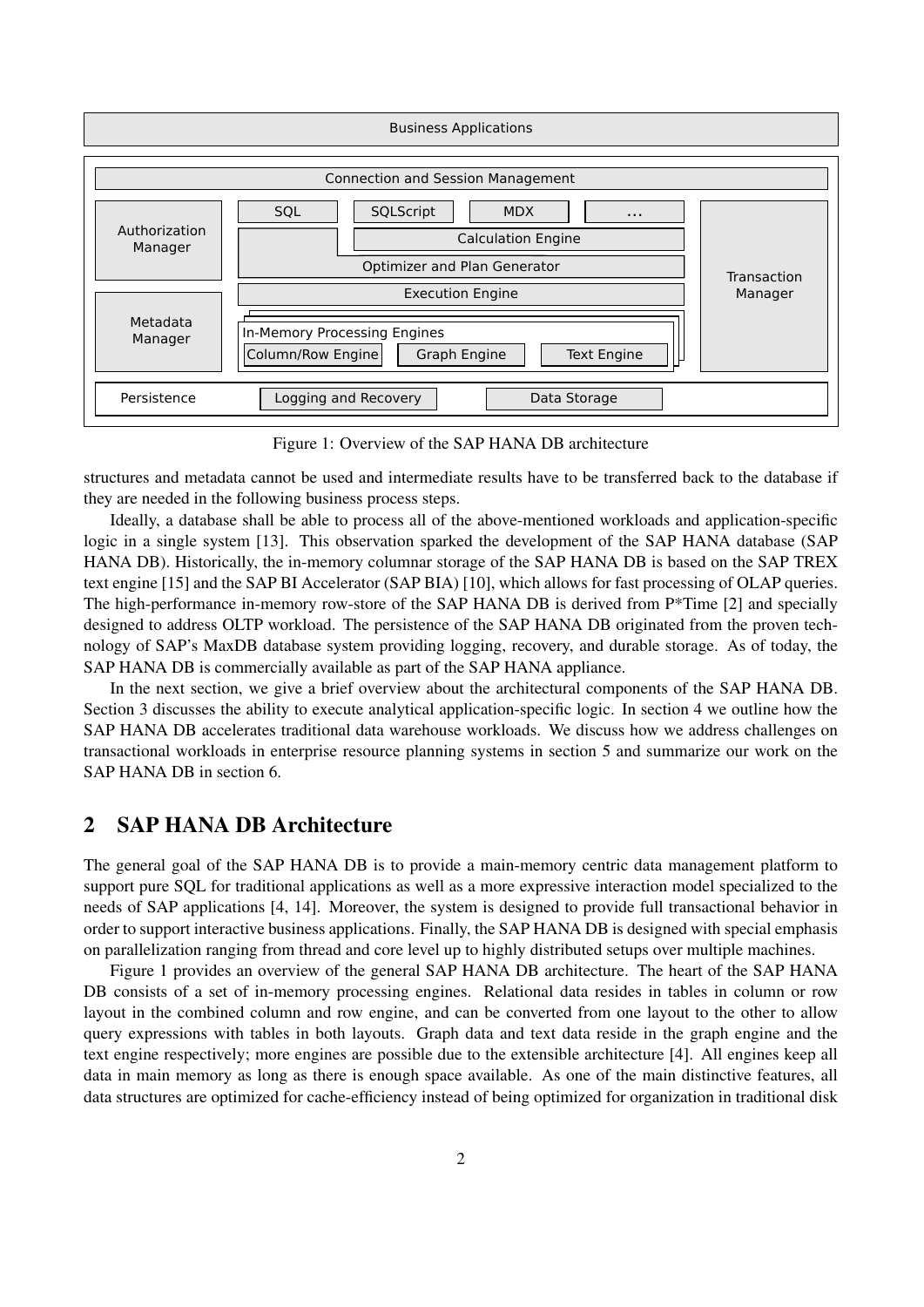Figure 1: Overview of the SAP HANA DB architecture

structures and metadata cannot be used and intermediate results have to be transferred back to the database if they are needed in the following business process steps.

Ideally, a database shall be able to process all of the above-mentioned workloads and application-specific logic in a single system [13]. This observation sparked the development of the SAP HANA database (SAP HANA DB). Historically, the in-memory columnar storage of the SAP HANA DB is based on the SAP TREX text engine [15] and the SAP BI Accelerator (SAP BIA) [10], which allows for fast processing of OLAP queries. The high-performance in-memory row-store of the SAP HANA DB is derived from P*Time [2] and specially designed to address OLTP workload. The persistence of the SAP HANA DB originated from the proven technology of SAP's MaxDB database system providing logging, recovery, and durable storage. As of today, the SAP HANA DB is commercially available as part of the SAP HANA appliance.

In the next section, we give a brief overview about the architectural components of the SAP HANA DB. Section 3 discusses the ability to execute analytical application-specific logic. In section 4 we outline how the SAP HANA DB accelerates traditional data warehouse workloads. We discuss how we address challenges on transactional workloads in enterprise resource planning systems in section 5 and summarize our work on the SAP HANA DB in section 6.

## 2 SAP HANA DB Architecture

The general goal of the SAP HANA DB is to provide a main-memory centric data management platform to support pure SQL for traditional applications as well as a more expressive interaction model specialized to the needs of SAP applications [4, 14]. Moreover, the system is designed to provide full transactional behavior in order to support interactive business applications. Finally, the SAP HANA DB is designed with special emphasis on parallelization ranging from thread and core level up to highly distributed setups over multiple machines.

Figure 1 provides an overview of the general SAP HANA DB architecture. The heart of the SAP HANA DB consists of a set of in-memory processing engines. Relational data resides in tables in column or row layout in the combined column and row engine, and can be converted from one layout to the other to allow query expressions with tables in both layouts. Graph data and text data reside in the graph engine and the text engine respectively; more engines are possible due to the extensible architecture [4]. All engines keep all data in main memory as long as there is enough space available. As one of the main distinctive features, all data structures are optimized for cache-efficiency instead of being optimized for organization in traditional disk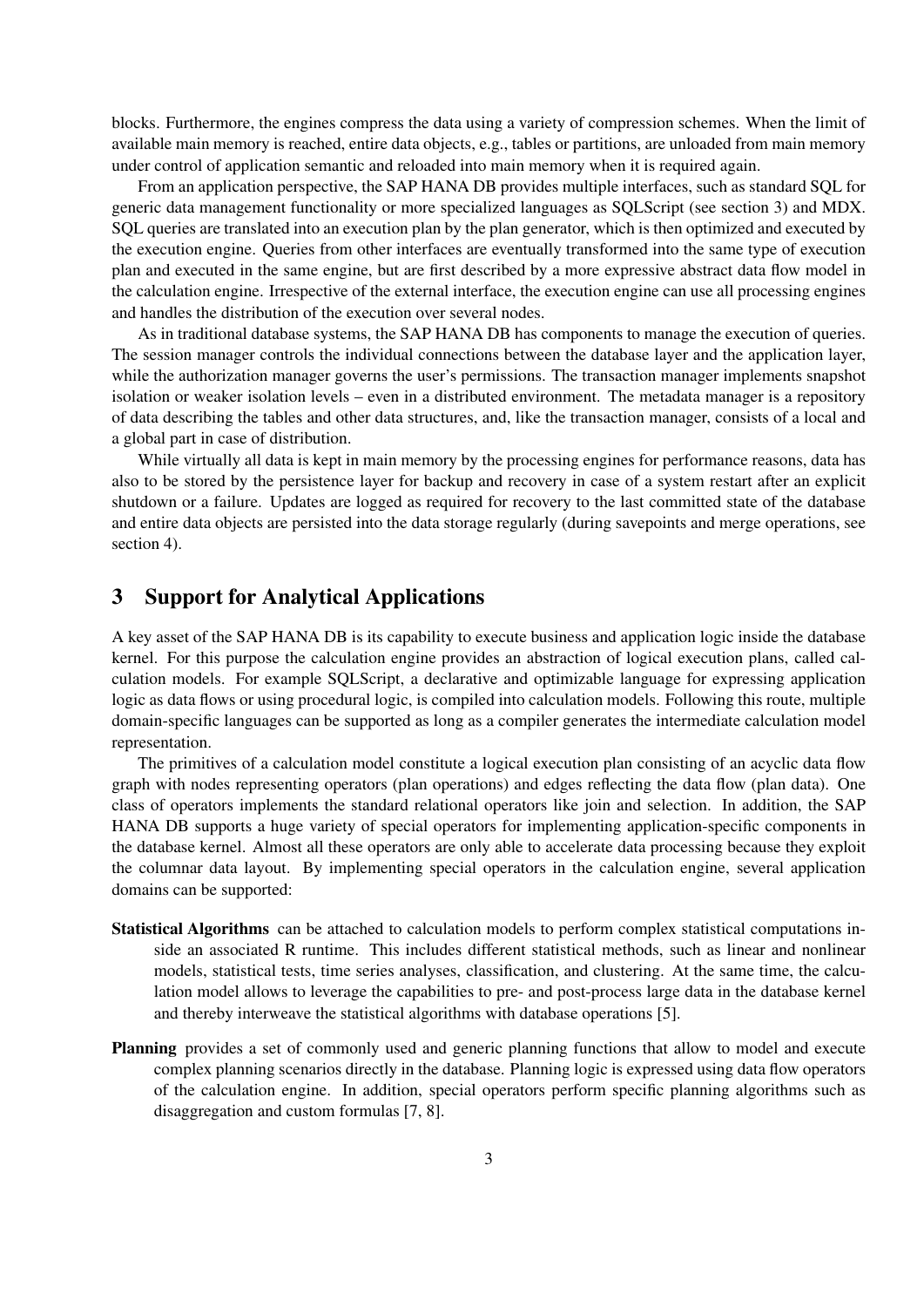blocks. Furthermore, the engines compress the data using a variety of compression schemes. When the limit of available main memory is reached, entire data objects, e.g., tables or partitions, are unloaded from main memory under control of application semantic and reloaded into main memory when it is required again.

From an application perspective, the SAP HANA DB provides multiple interfaces, such as standard SQL for generic data management functionality or more specialized languages as SQLScript (see section 3) and MDX. SQL queries are translated into an execution plan by the plan generator, which is then optimized and executed by the execution engine. Queries from other interfaces are eventually transformed into the same type of execution plan and executed in the same engine, but are first described by a more expressive abstract data flow model in the calculation engine. Irrespective of the external interface, the execution engine can use all processing engines and handles the distribution of the execution over several nodes.

As in traditional database systems, the SAP HANA DB has components to manage the execution of queries. The session manager controls the individual connections between the database layer and the application layer, while the authorization manager governs the user's permissions. The transaction manager implements snapshot isolation or weaker isolation levels – even in a distributed environment. The metadata manager is a repository of data describing the tables and other data structures, and, like the transaction manager, consists of a local and a global part in case of distribution.

While virtually all data is kept in main memory by the processing engines for performance reasons, data has also to be stored by the persistence layer for backup and recovery in case of a system restart after an explicit shutdown or a failure. Updates are logged as required for recovery to the last committed state of the database and entire data objects are persisted into the data storage regularly (during savepoints and merge operations, see section 4).

## 3 Support for Analytical Applications

A key asset of the SAP HANA DB is its capability to execute business and application logic inside the database kernel. For this purpose the calculation engine provides an abstraction of logical execution plans, called calculation models. For example SQLScript, a declarative and optimizable language for expressing application logic as data flows or using procedural logic, is compiled into calculation models. Following this route, multiple domain-specific languages can be supported as long as a compiler generates the intermediate calculation model representation.

The primitives of a calculation model constitute a logical execution plan consisting of an acyclic data flow graph with nodes representing operators (plan operations) and edges reflecting the data flow (plan data). One class of operators implements the standard relational operators like join and selection. In addition, the SAP HANA DB supports a huge variety of special operators for implementing application-specific components in the database kernel. Almost all these operators are only able to accelerate data processing because they exploit the columnar data layout. By implementing special operators in the calculation engine, several application domains can be supported:

**Statistical Algorithms** can be attached to calculation models to perform complex statistical computations inside an associated R runtime. This includes different statistical methods, such as linear and nonlinear models, statistical tests, time series analyses, classification, and clustering. At the same time, the calculation model allows to leverage the capabilities to pre- and post-process large data in the database kernel and thereby interweave the statistical algorithms with database operations [5].

**Planning** provides a set of commonly used and generic planning functions that allow to model and execute complex planning scenarios directly in the database. Planning logic is expressed using data flow operators of the calculation engine. In addition, special operators perform specific planning algorithms such as disaggregation and custom formulas [7, 8].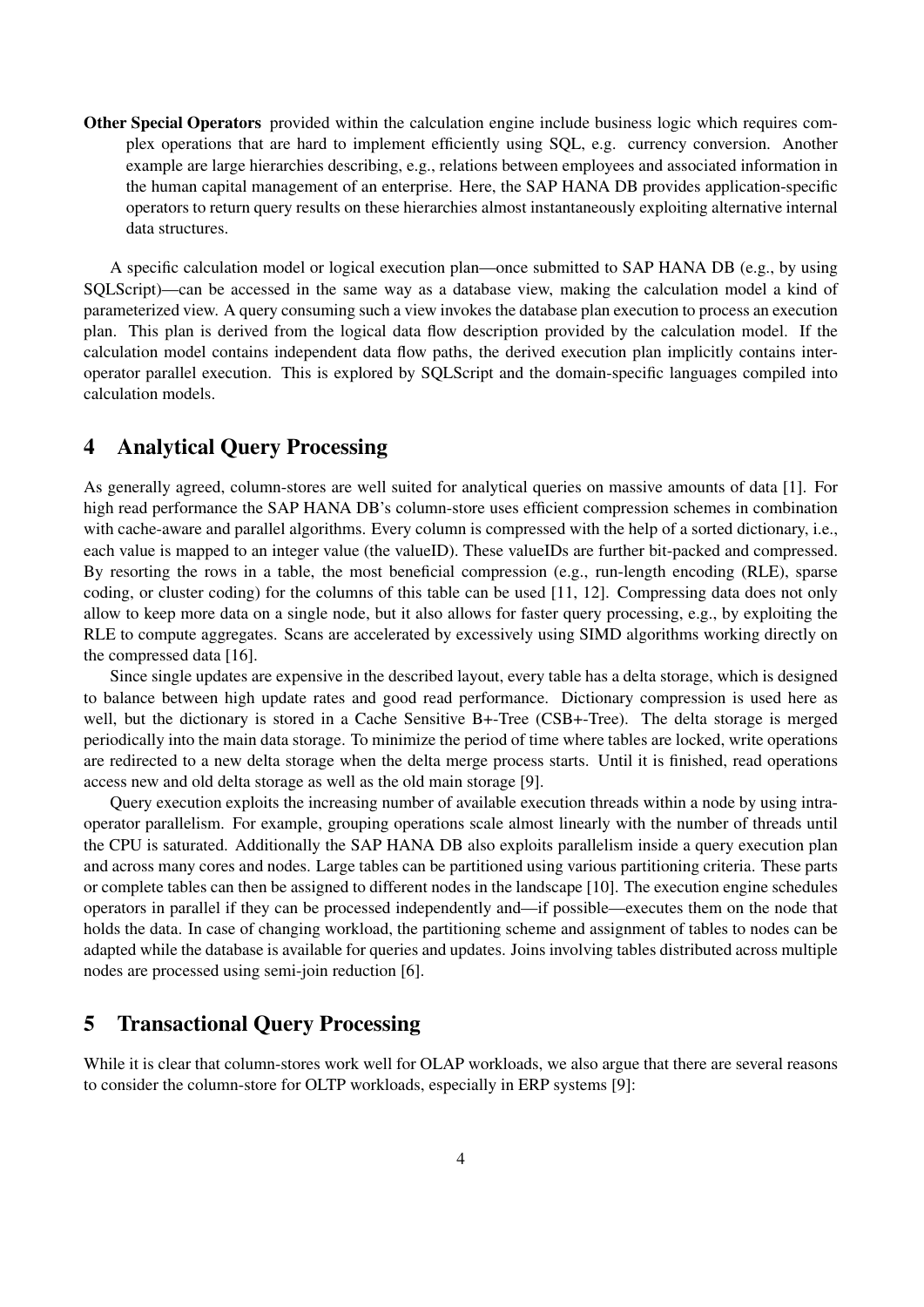**Other Special Operators** provided within the calculation engine include business logic which requires complex operations that are hard to implement efficiently using SQL, e.g. currency conversion. Another example are large hierarchies describing, e.g., relations between employees and associated information in the human capital management of an enterprise. Here, the SAP HANA DB provides application-specific operators to return query results on these hierarchies almost instantaneously exploiting alternative internal data structures.

A specific calculation model or logical execution plan—once submitted to SAP HANA DB (e.g., by using SQLScript)—can be accessed in the same way as a database view, making the calculation model a kind of parameterized view. A query consuming such a view invokes the database plan execution to process an execution plan. This plan is derived from the logical data flow description provided by the calculation model. If the calculation model contains independent data flow paths, the derived execution plan implicitly contains inter-operator parallel execution. This is explored by SQLScript and the domain-specific languages compiled into calculation models.

## 4 Analytical Query Processing

As generally agreed, column-stores are well suited for analytical queries on massive amounts of data [1]. For high read performance the SAP HANA DB's column-store uses efficient compression schemes in combination with cache-aware and parallel algorithms. Every column is compressed with the help of a sorted dictionary, i.e., each value is mapped to an integer value (the valueID). These valueIDs are further bit-packed and compressed. By resorting the rows in a table, the most beneficial compression (e.g., run-length encoding (RLE), sparse coding, or cluster coding) for the columns of this table can be used [11, 12]. Compressing data does not only allow to keep more data on a single node, but it also allows for faster query processing, e.g., by exploiting the RLE to compute aggregates. Scans are accelerated by excessively using SIMD algorithms working directly on the compressed data [16].

Since single updates are expensive in the described layout, every table has a delta storage, which is designed to balance between high update rates and good read performance. Dictionary compression is used here as well, but the dictionary is stored in a Cache Sensitive B+-Tree (CSB+-Tree). The delta storage is merged periodically into the main data storage. To minimize the period of time where tables are locked, write operations are redirected to a new delta storage when the delta merge process starts. Until it is finished, read operations access new and old delta storage as well as the old main storage [9].

Query execution exploits the increasing number of available execution threads within a node by using intra-operator parallelism. For example, grouping operations scale almost linearly with the number of threads until the CPU is saturated. Additionally the SAP HANA DB also exploits parallelism inside a query execution plan and across many cores and nodes. Large tables can be partitioned using various partitioning criteria. These parts or complete tables can then be assigned to different nodes in the landscape [10]. The execution engine schedules operators in parallel if they can be processed independently and—if possible—executes them on the node that holds the data. In case of changing workload, the partitioning scheme and assignment of tables to nodes can be adapted while the database is available for queries and updates. Joins involving tables distributed across multiple nodes are processed using semi-join reduction [6].

## 5 Transactional Query Processing

While it is clear that column-stores work well for OLAP workloads, we also argue that there are several reasons to consider the column-store for OLTP workloads, especially in ERP systems [9]: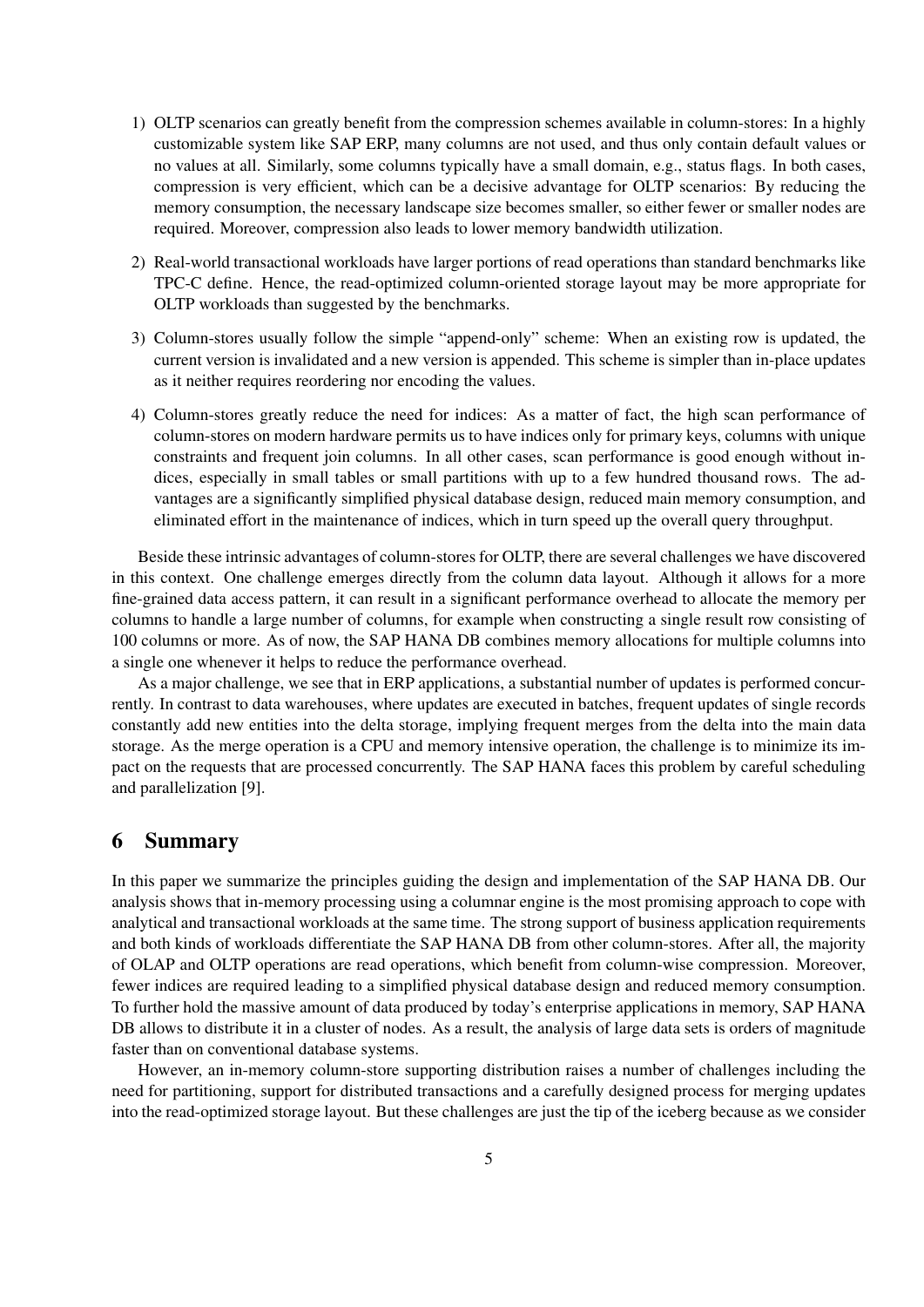1) OLTP scenarios can greatly benefit from the compression schemes available in column-stores: In a highly customizable system like SAP ERP, many columns are not used, and thus only contain default values or no values at all. Similarly, some columns typically have a small domain, e.g., status flags. In both cases, compression is very efficient, which can be a decisive advantage for OLTP scenarios: By reducing the memory consumption, the necessary landscape size becomes smaller, so either fewer or smaller nodes are required. Moreover, compression also leads to lower memory bandwidth utilization.

2) Real-world transactional workloads have larger portions of read operations than standard benchmarks like TPC-C define. Hence, the read-optimized column-oriented storage layout may be more appropriate for OLTP workloads than suggested by the benchmarks.

3) Column-stores usually follow the simple "append-only" scheme: When an existing row is updated, the current version is invalidated and a new version is appended. This scheme is simpler than in-place updates as it neither requires reordering nor encoding the values.

4) Column-stores greatly reduce the need for indices: As a matter of fact, the high scan performance of column-stores on modern hardware permits us to have indices only for primary keys, columns with unique constraints and frequent join columns. In all other cases, scan performance is good enough without indices, especially in small tables or small partitions with up to a few hundred thousand rows. The advantages are a significantly simplified physical database design, reduced main memory consumption, and eliminated effort in the maintenance of indices, which in turn speed up the overall query throughput.

Beside these intrinsic advantages of column-stores for OLTP, there are several challenges we have discovered in this context. One challenge emerges directly from the column data layout. Although it allows for a more fine-grained data access pattern, it can result in a significant performance overhead to allocate the memory per columns to handle a large number of columns, for example when constructing a single result row consisting of 100 columns or more. As of now, the SAP HANA DB combines memory allocations for multiple columns into a single one whenever it helps to reduce the performance overhead.

As a major challenge, we see that in ERP applications, a substantial number of updates is performed concurrently. In contrast to data warehouses, where updates are executed in batches, frequent updates of single records constantly add new entities into the delta storage, implying frequent merges from the delta into the main data storage. As the merge operation is a CPU and memory intensive operation, the challenge is to minimize its impact on the requests that are processed concurrently. The SAP HANA faces this problem by careful scheduling and parallelization [9].

# 6 Summary

In this paper we summarize the principles guiding the design and implementation of the SAP HANA DB. Our analysis shows that in-memory processing using a columnar engine is the most promising approach to cope with analytical and transactional workloads at the same time. The strong support of business application requirements and both kinds of workloads differentiate the SAP HANA DB from other column-stores. After all, the majority of OLAP and OLTP operations are read operations, which benefit from column-wise compression. Moreover, fewer indices are required leading to a simplified physical database design and reduced memory consumption. To further hold the massive amount of data produced by today's enterprise applications in memory, SAP HANA DB allows to distribute it in a cluster of nodes. As a result, the analysis of large data sets is orders of magnitude faster than on conventional database systems.

However, an in-memory column-store supporting distribution raises a number of challenges including the need for partitioning, support for distributed transactions and a carefully designed process for merging updates into the read-optimized storage layout. But these challenges are just the tip of the iceberg because as we consider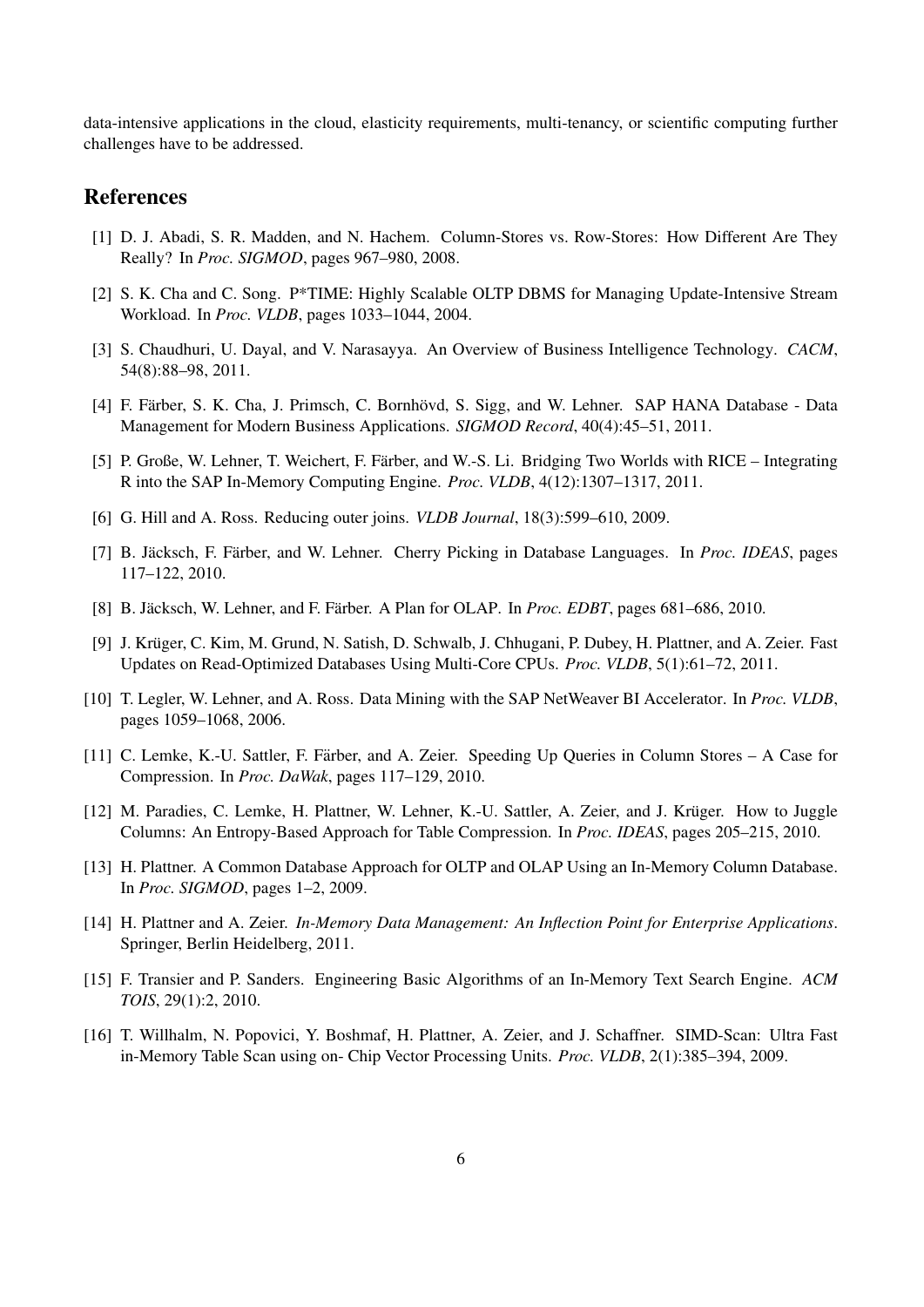data-intensive applications in the cloud, elasticity requirements, multi-tenancy, or scientific computing further challenges have to be addressed.

## References

[1] D. J. Abadi, S. R. Madden, and N. Hachem. Column-Stores vs. Row-Stores: How Different Are They Really? In *Proc. SIGMOD*, pages 967–980, 2008.

[2] S. K. Cha and C. Song. P*TIME: Highly Scalable OLTP DBMS for Managing Update-Intensive Stream Workload. In *Proc. VLDB*, pages 1033–1044, 2004.

[3] S. Chaudhuri, U. Dayal, and V. Narasayya. An Overview of Business Intelligence Technology. *CACM*, 54(8):88–98, 2011.

[4] F. Färber, S. K. Cha, J. Primsch, C. Bornhövd, S. Sigg, and W. Lehner. SAP HANA Database - Data Management for Modern Business Applications. *SIGMOD Record*, 40(4):45–51, 2011.

[5] P. Große, W. Lehner, T. Weichert, F. Färber, and W.-S. Li. Bridging Two Worlds with RICE – Integrating R into the SAP In-Memory Computing Engine. *Proc. VLDB*, 4(12):1307–1317, 2011.

[6] G. Hill and A. Ross. Reducing outer joins. *VLDB Journal*, 18(3):599–610, 2009.

[7] B. Jäcksch, F. Färber, and W. Lehner. Cherry Picking in Database Languages. In *Proc. IDEAS*, pages 117–122, 2010.

[8] B. Jäcksch, W. Lehner, and F. Färber. A Plan for OLAP. In *Proc. EDBT*, pages 681–686, 2010.

[9] J. Krüger, C. Kim, M. Grund, N. Satish, D. Schwalb, J. Chhugani, P. Dubey, H. Plattner, and A. Zeier. Fast Updates on Read-Optimized Databases Using Multi-Core CPUs. *Proc. VLDB*, 5(1):61–72, 2011.

[10] T. Legler, W. Lehner, and A. Ross. Data Mining with the SAP NetWeaver BI Accelerator. In *Proc. VLDB*, pages 1059–1068, 2006.

[11] C. Lemke, K.-U. Sattler, F. Färber, and A. Zeier. Speeding Up Queries in Column Stores – A Case for Compression. In *Proc. DaWak*, pages 117–129, 2010.

[12] M. Paradies, C. Lemke, H. Plattner, W. Lehner, K.-U. Sattler, A. Zeier, and J. Krüger. How to Juggle Columns: An Entropy-Based Approach for Table Compression. In *Proc. IDEAS*, pages 205–215, 2010.

[13] H. Plattner. A Common Database Approach for OLTP and OLAP Using an In-Memory Column Database. In *Proc. SIGMOD*, pages 1–2, 2009.

[14] H. Plattner and A. Zeier. *In-Memory Data Management: An Inflection Point for Enterprise Applications*. Springer, Berlin Heidelberg, 2011.

[15] F. Transier and P. Sanders. Engineering Basic Algorithms of an In-Memory Text Search Engine. *ACM TOIS*, 29(1):2, 2010.

[16] T. Willhalm, N. Popovici, Y. Boshmaf, H. Plattner, A. Zeier, and J. Schaffner. SIMD-Scan: Ultra Fast in-Memory Table Scan using on- Chip Vector Processing Units. *Proc. VLDB*, 2(1):385–394, 2009.